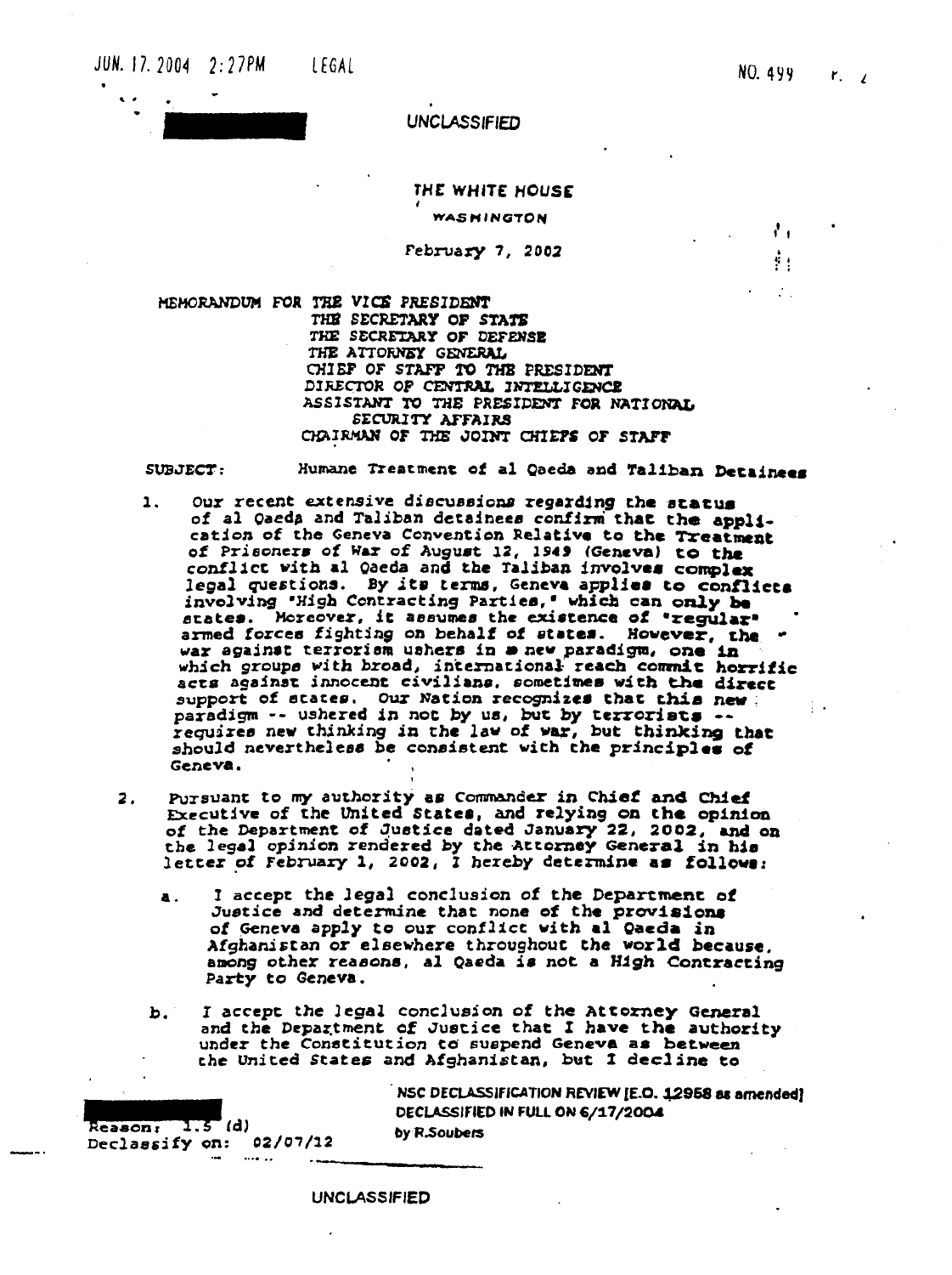UNCLASSIFIED

THE WHITE HOUSE

WASHINGTON

February 7, 2002

MEMORANDUM FOR THE VICE PRESIDENT
THE SECRETARY OF STATE
THE SECRETARY OF DEFENSE
THE ATTORNEY GENERAL
CHIEF OF STAFF TO THE PRESIDENT
DIRECTOR OF CENTRAL INTELLIGENCE
ASSISTANT TO THE PRESIDENT FOR NATIONAL SECURITY AFFAIRS
CHAIRMAN OF THE JOINT CHIEFS OF STAFF

SUBJECT: Humane Treatment of al Qaeda and Taliban Detainees

1. Our recent extensive discussions regarding the status of al Qaeda and Taliban detainees confirm that the application of the Geneva Convention Relative to the Treatment of Prisoners of War of August 12, 1949 (Geneva) to the conflict with al Qaeda and the Taliban involves complex legal questions. By its terms, Geneva applies to conflicts involving "High Contracting Parties," which can only be states. Moreover, it assumes the existence of "regular" armed forces fighting on behalf of states. However, the war against terrorism ushers in a new paradigm, one in which groups with broad, international reach commit horrific acts against innocent civilians, sometimes with the direct support of states. Our Nation recognizes that this new paradigm -- ushered in not by us, but by terrorists -- requires new thinking in the law of war, but thinking that should nevertheless be consistent with the principles of Geneva.

2. Pursuant to my authority as Commander in Chief and Chief Executive of the United States, and relying on the opinion of the Department of Justice dated January 22, 2002, and on the legal opinion rendered by the Attorney General in his letter of February 1, 2002, I hereby determine as follows:

   a. I accept the legal conclusion of the Department of Justice and determine that none of the provisions of Geneva apply to our conflict with al Qaeda in Afghanistan or elsewhere throughout the world because, among other reasons, al Qaeda is not a High Contracting Party to Geneva.

   b. I accept the legal conclusion of the Attorney General and the Department of Justice that I have the authority under the Constitution to suspend Geneva as between the United States and Afghanistan, but I decline to

Reason: 1.5 (d)
Declassify on: 02/07/12

NSC DECLASSIFICATION REVIEW [E.O. 12958 as amended]
DECLASSIFIED IN FULL ON 6/17/2004
by R.Soubers

UNCLASSIFIED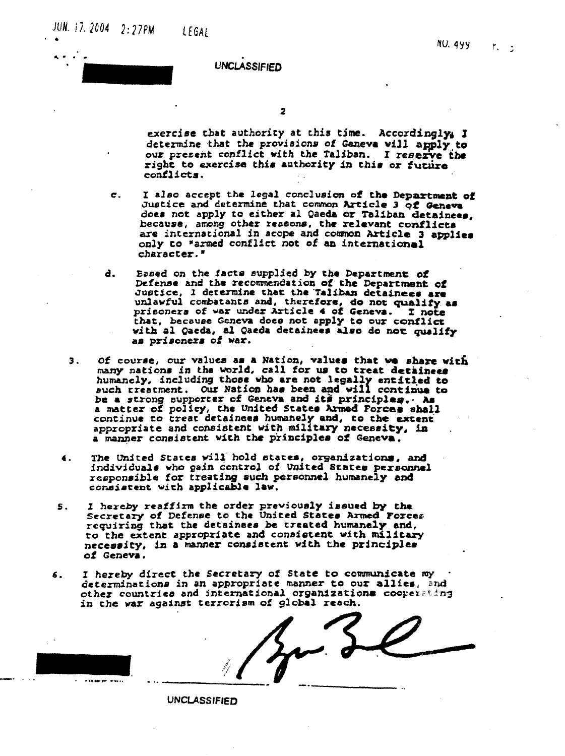UNCLASSIFIED

exercise that authority at this time. Accordingly, I determine that the provisions of Geneva will apply to our present conflict with the Taliban. I reserve the right to exercise this authority in this or future conflicts.

c. I also accept the legal conclusion of the Department of Justice and determine that common Article 3 of Geneva does not apply to either al Qaeda or Taliban detainees, because, among other reasons, the relevant conflicts are international in scope and common Article 3 applies only to "armed conflict not of an international character."

d. Based on the facts supplied by the Department of Defense and the recommendation of the Department of Justice, I determine that the Taliban detainees are unlawful combatants and, therefore, do not qualify as prisoners of war under Article 4 of Geneva. I note that, because Geneva does not apply to our conflict with al Qaeda, al Qaeda detainees also do not qualify as prisoners of war.

3. Of course, our values as a Nation, values that we share with many nations in the world, call for us to treat detainees humanely, including those who are not legally entitled to such treatment. Our Nation has been and will continue to be a strong supporter of Geneva and its principles. As a matter of policy, the United States Armed Forces shall continue to treat detainees humanely and, to the extent appropriate and consistent with military necessity, in a manner consistent with the principles of Geneva.

4. The United States will hold states, organizations, and individuals who gain control of United States personnel responsible for treating such personnel humanely and consistent with applicable law.

5. I hereby reaffirm the order previously issued by the Secretary of Defense to the United States Armed Forces requiring that the detainees be treated humanely and, to the extent appropriate and consistent with military necessity, in a manner consistent with the principles of Geneva.

6. I hereby direct the Secretary of State to communicate my determinations in an appropriate manner to our allies, and other countries and international organizations cooperating in the war against terrorism of global reach.

UNCLASSIFIED